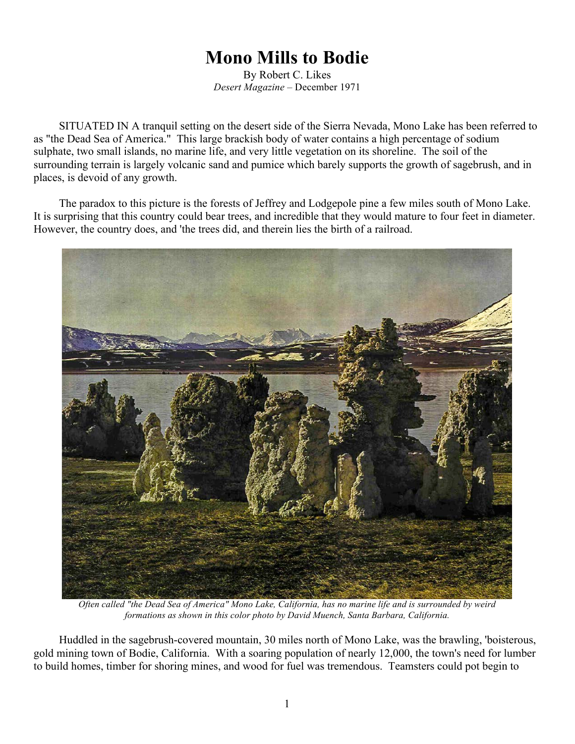# Mono Mills to Bodie

By Robert C. Likes
*Desert Magazine* – December 1971

SITUATED IN A tranquil setting on the desert side of the Sierra Nevada, Mono Lake has been referred to as "the Dead Sea of America." This large brackish body of water contains a high percentage of sodium sulphate, two small islands, no marine life, and very little vegetation on its shoreline. The soil of the surrounding terrain is largely volcanic sand and pumice which barely supports the growth of sagebrush, and in places, is devoid of any growth.

The paradox to this picture is the forests of Jeffrey and Lodgepole pine a few miles south of Mono Lake. It is surprising that this country could bear trees, and incredible that they would mature to four feet in diameter. However, the country does, and 'the trees did, and therein lies the birth of a railroad.

*Often called "the Dead Sea of America" Mono Lake, California, has no marine life and is surrounded by weird formations as shown in this color photo by David Muench, Santa Barbara, California.*

Huddled in the sagebrush-covered mountain, 30 miles north of Mono Lake, was the brawling, 'boisterous, gold mining town of Bodie, California. With a soaring population of nearly 12,000, the town's need for lumber to build homes, timber for shoring mines, and wood for fuel was tremendous. Teamsters could pot begin to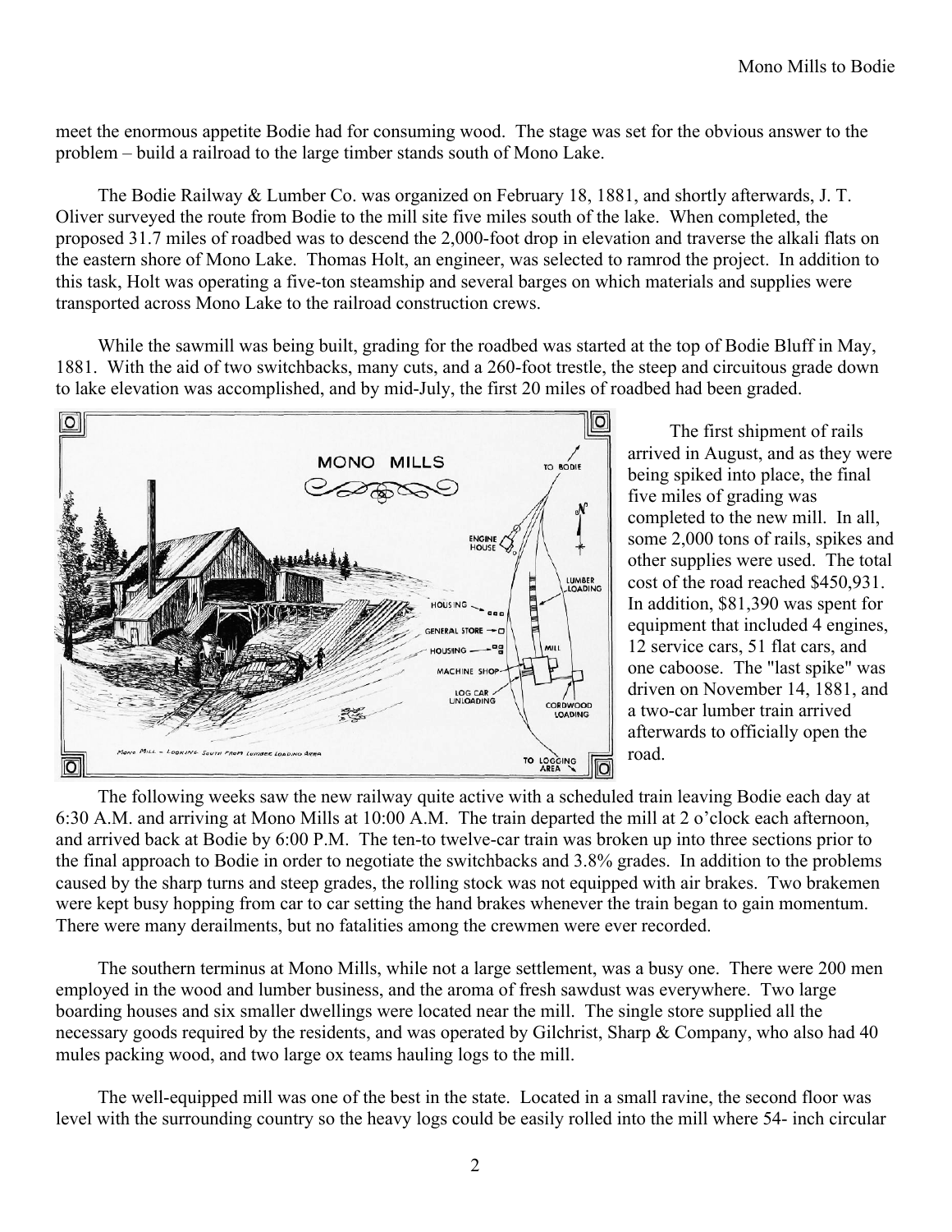meet the enormous appetite Bodie had for consuming wood. The stage was set for the obvious answer to the problem – build a railroad to the large timber stands south of Mono Lake.

The Bodie Railway & Lumber Co. was organized on February 18, 1881, and shortly afterwards, J. T. Oliver surveyed the route from Bodie to the mill site five miles south of the lake. When completed, the proposed 31.7 miles of roadbed was to descend the 2,000-foot drop in elevation and traverse the alkali flats on the eastern shore of Mono Lake. Thomas Holt, an engineer, was selected to ramrod the project. In addition to this task, Holt was operating a five-ton steamship and several barges on which materials and supplies were transported across Mono Lake to the railroad construction crews.

While the sawmill was being built, grading for the roadbed was started at the top of Bodie Bluff in May, 1881. With the aid of two switchbacks, many cuts, and a 260-foot trestle, the steep and circuitous grade down to lake elevation was accomplished, and by mid-July, the first 20 miles of roadbed had been graded.

The first shipment of rails arrived in August, and as they were being spiked into place, the final five miles of grading was completed to the new mill. In all, some 2,000 tons of rails, spikes and other supplies were used. The total cost of the road reached $450,931. In addition, $81,390 was spent for equipment that included 4 engines, 12 service cars, 51 flat cars, and one caboose. The "last spike" was driven on November 14, 1881, and a two-car lumber train arrived afterwards to officially open the road.

The following weeks saw the new railway quite active with a scheduled train leaving Bodie each day at 6:30 A.M. and arriving at Mono Mills at 10:00 A.M. The train departed the mill at 2 o'clock each afternoon, and arrived back at Bodie by 6:00 P.M. The ten-to twelve-car train was broken up into three sections prior to the final approach to Bodie in order to negotiate the switchbacks and 3.8% grades. In addition to the problems caused by the sharp turns and steep grades, the rolling stock was not equipped with air brakes. Two brakemen were kept busy hopping from car to car setting the hand brakes whenever the train began to gain momentum. There were many derailments, but no fatalities among the crewmen were ever recorded.

The southern terminus at Mono Mills, while not a large settlement, was a busy one. There were 200 men employed in the wood and lumber business, and the aroma of fresh sawdust was everywhere. Two large boarding houses and six smaller dwellings were located near the mill. The single store supplied all the necessary goods required by the residents, and was operated by Gilchrist, Sharp & Company, who also had 40 mules packing wood, and two large ox teams hauling logs to the mill.

The well-equipped mill was one of the best in the state. Located in a small ravine, the second floor was level with the surrounding country so the heavy logs could be easily rolled into the mill where 54- inch circular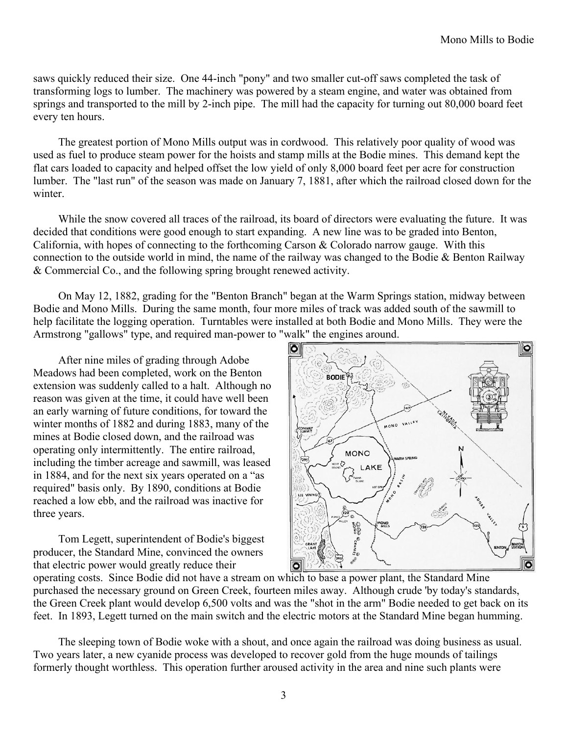saws quickly reduced their size. One 44-inch "pony" and two smaller cut-off saws completed the task of transforming logs to lumber. The machinery was powered by a steam engine, and water was obtained from springs and transported to the mill by 2-inch pipe. The mill had the capacity for turning out 80,000 board feet every ten hours.

The greatest portion of Mono Mills output was in cordwood. This relatively poor quality of wood was used as fuel to produce steam power for the hoists and stamp mills at the Bodie mines. This demand kept the flat cars loaded to capacity and helped offset the low yield of only 8,000 board feet per acre for construction lumber. The "last run" of the season was made on January 7, 1881, after which the railroad closed down for the winter.

While the snow covered all traces of the railroad, its board of directors were evaluating the future. It was decided that conditions were good enough to start expanding. A new line was to be graded into Benton, California, with hopes of connecting to the forthcoming Carson & Colorado narrow gauge. With this connection to the outside world in mind, the name of the railway was changed to the Bodie & Benton Railway & Commercial Co., and the following spring brought renewed activity.

On May 12, 1882, grading for the "Benton Branch" began at the Warm Springs station, midway between Bodie and Mono Mills. During the same month, four more miles of track was added south of the sawmill to help facilitate the logging operation. Turntables were installed at both Bodie and Mono Mills. They were the Armstrong "gallows" type, and required man-power to "walk" the engines around.

After nine miles of grading through Adobe Meadows had been completed, work on the Benton extension was suddenly called to a halt. Although no reason was given at the time, it could have well been an early warning of future conditions, for toward the winter months of 1882 and during 1883, many of the mines at Bodie closed down, and the railroad was operating only intermittently. The entire railroad, including the timber acreage and sawmill, was leased in 1884, and for the next six years operated on a "as required" basis only. By 1890, conditions at Bodie reached a low ebb, and the railroad was inactive for three years.

Tom Legett, superintendent of Bodie's biggest producer, the Standard Mine, convinced the owners that electric power would greatly reduce their operating costs. Since Bodie did not have a stream on which to base a power plant, the Standard Mine purchased the necessary ground on Green Creek, fourteen miles away. Although crude 'by today's standards, the Green Creek plant would develop 6,500 volts and was the "shot in the arm" Bodie needed to get back on its feet. In 1893, Legett turned on the main switch and the electric motors at the Standard Mine began humming.

The sleeping town of Bodie woke with a shout, and once again the railroad was doing business as usual. Two years later, a new cyanide process was developed to recover gold from the huge mounds of tailings formerly thought worthless. This operation further aroused activity in the area and nine such plants were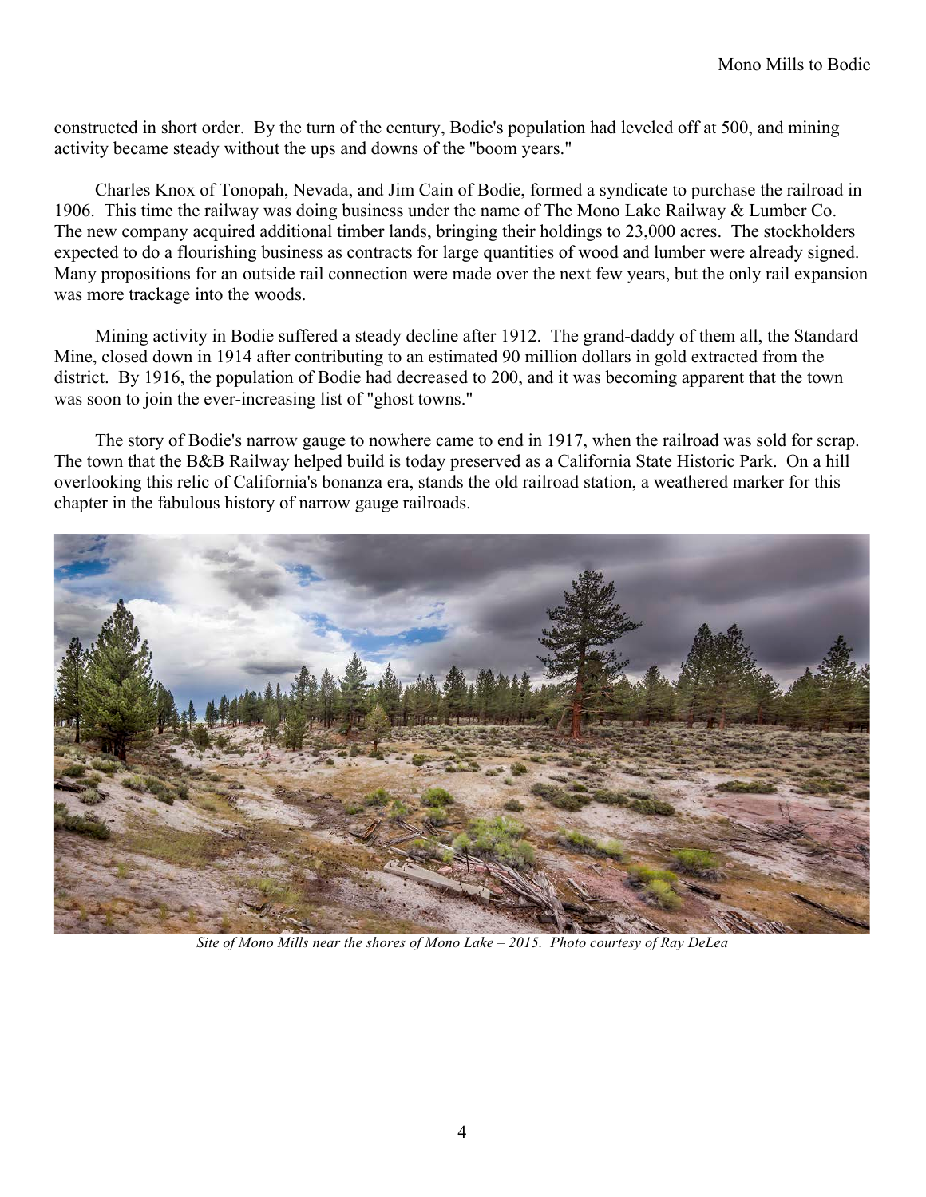constructed in short order. By the turn of the century, Bodie's population had leveled off at 500, and mining activity became steady without the ups and downs of the "boom years."

Charles Knox of Tonopah, Nevada, and Jim Cain of Bodie, formed a syndicate to purchase the railroad in 1906. This time the railway was doing business under the name of The Mono Lake Railway & Lumber Co. The new company acquired additional timber lands, bringing their holdings to 23,000 acres. The stockholders expected to do a flourishing business as contracts for large quantities of wood and lumber were already signed. Many propositions for an outside rail connection were made over the next few years, but the only rail expansion was more trackage into the woods.

Mining activity in Bodie suffered a steady decline after 1912. The grand-daddy of them all, the Standard Mine, closed down in 1914 after contributing to an estimated 90 million dollars in gold extracted from the district. By 1916, the population of Bodie had decreased to 200, and it was becoming apparent that the town was soon to join the ever-increasing list of "ghost towns."

The story of Bodie's narrow gauge to nowhere came to end in 1917, when the railroad was sold for scrap. The town that the B&B Railway helped build is today preserved as a California State Historic Park. On a hill overlooking this relic of California's bonanza era, stands the old railroad station, a weathered marker for this chapter in the fabulous history of narrow gauge railroads.

*Site of Mono Mills near the shores of Mono Lake – 2015. Photo courtesy of Ray DeLea*